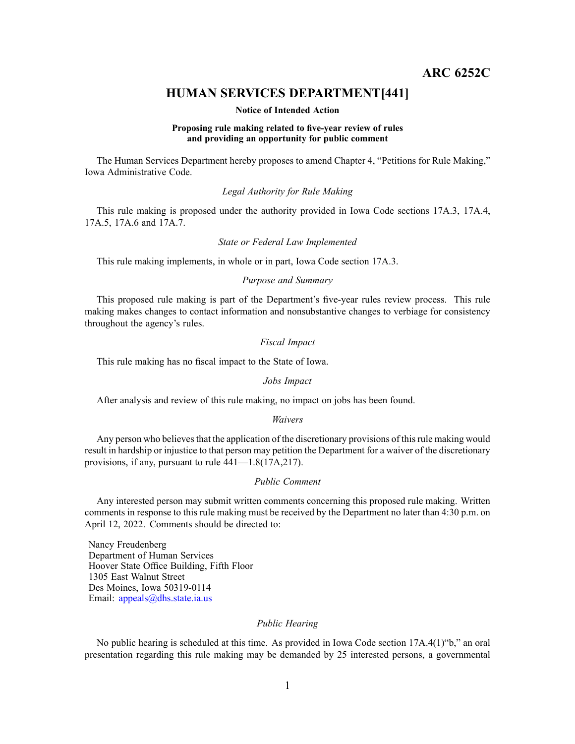# ARC 6252C

## HUMAN SERVICES DEPARTMENT[441]

**Notice of Intended Action**

**Proposing rule making related to five-year review of rules and providing an opportunity for public comment**

The Human Services Department hereby proposes to amend Chapter 4, "Petitions for Rule Making," Iowa Administrative Code.

*Legal Authority for Rule Making*

This rule making is proposed under the authority provided in Iowa Code sections 17A.3, 17A.4, 17A.5, 17A.6 and 17A.7.

*State or Federal Law Implemented*

This rule making implements, in whole or in part, Iowa Code section 17A.3.

*Purpose and Summary*

This proposed rule making is part of the Department's five-year rules review process. This rule making makes changes to contact information and nonsubstantive changes to verbiage for consistency throughout the agency's rules.

*Fiscal Impact*

This rule making has no fiscal impact to the State of Iowa.

*Jobs Impact*

After analysis and review of this rule making, no impact on jobs has been found.

*Waivers*

Any person who believes that the application of the discretionary provisions of this rule making would result in hardship or injustice to that person may petition the Department for a waiver of the discretionary provisions, if any, pursuant to rule 441—1.8(17A,217).

*Public Comment*

Any interested person may submit written comments concerning this proposed rule making. Written comments in response to this rule making must be received by the Department no later than 4:30 p.m. on April 12, 2022. Comments should be directed to:

Nancy Freudenberg
Department of Human Services
Hoover State Office Building, Fifth Floor
1305 East Walnut Street
Des Moines, Iowa 50319-0114
Email: appeals@dhs.state.ia.us

*Public Hearing*

No public hearing is scheduled at this time. As provided in Iowa Code section 17A.4(1)"b," an oral presentation regarding this rule making may be demanded by 25 interested persons, a governmental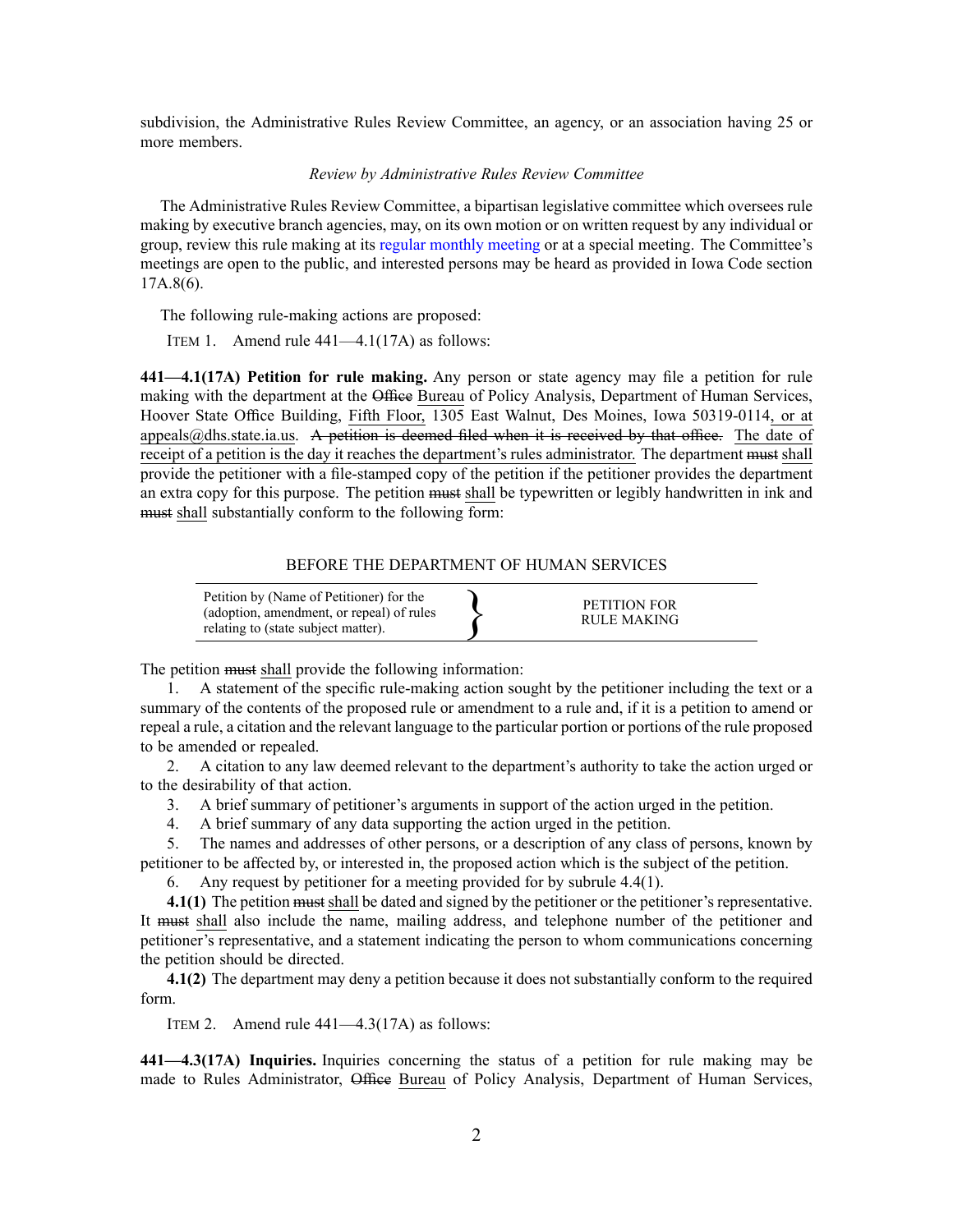subdivision, the Administrative Rules Review Committee, an agency, or an association having 25 or more members.

*Review by Administrative Rules Review Committee*

The Administrative Rules Review Committee, a bipartisan legislative committee which oversees rule making by executive branch agencies, may, on its own motion or on written request by any individual or group, review this rule making at its regular monthly meeting or at a special meeting. The Committee's meetings are open to the public, and interested persons may be heard as provided in Iowa Code section 17A.8(6).

The following rule-making actions are proposed:

ITEM 1. Amend rule 441—4.1(17A) as follows:

**441—4.1(17A) Petition for rule making.** Any person or state agency may file a petition for rule making with the department at the ~~Office~~ Bureau of Policy Analysis, Department of Human Services, Hoover State Office Building, Fifth Floor, 1305 East Walnut, Des Moines, Iowa 50319-0114, or at appeals@dhs.state.ia.us. ~~A petition is deemed filed when it is received by that office.~~ The date of receipt of a petition is the day it reaches the department's rules administrator. The department ~~must~~ shall provide the petitioner with a file-stamped copy of the petition if the petitioner provides the department an extra copy for this purpose. The petition ~~must~~ shall be typewritten or legibly handwritten in ink and ~~must~~ shall substantially conform to the following form:

BEFORE THE DEPARTMENT OF HUMAN SERVICES

| | |
|---|---|
| Petition by (Name of Petitioner) for the (adoption, amendment, or repeal) of rules relating to (state subject matter). } | PETITION FOR RULE MAKING |

The petition ~~must~~ shall provide the following information:

1. A statement of the specific rule-making action sought by the petitioner including the text or a summary of the contents of the proposed rule or amendment to a rule and, if it is a petition to amend or repeal a rule, a citation and the relevant language to the particular portion or portions of the rule proposed to be amended or repealed.
2. A citation to any law deemed relevant to the department's authority to take the action urged or to the desirability of that action.
3. A brief summary of petitioner's arguments in support of the action urged in the petition.
4. A brief summary of any data supporting the action urged in the petition.
5. The names and addresses of other persons, or a description of any class of persons, known by petitioner to be affected by, or interested in, the proposed action which is the subject of the petition.
6. Any request by petitioner for a meeting provided for by subrule 4.4(1).

**4.1(1)** The petition ~~must~~ shall be dated and signed by the petitioner or the petitioner's representative. It ~~must~~ shall also include the name, mailing address, and telephone number of the petitioner and petitioner's representative, and a statement indicating the person to whom communications concerning the petition should be directed.

**4.1(2)** The department may deny a petition because it does not substantially conform to the required form.

ITEM 2. Amend rule 441—4.3(17A) as follows:

**441—4.3(17A) Inquiries.** Inquiries concerning the status of a petition for rule making may be made to Rules Administrator, ~~Office~~ Bureau of Policy Analysis, Department of Human Services,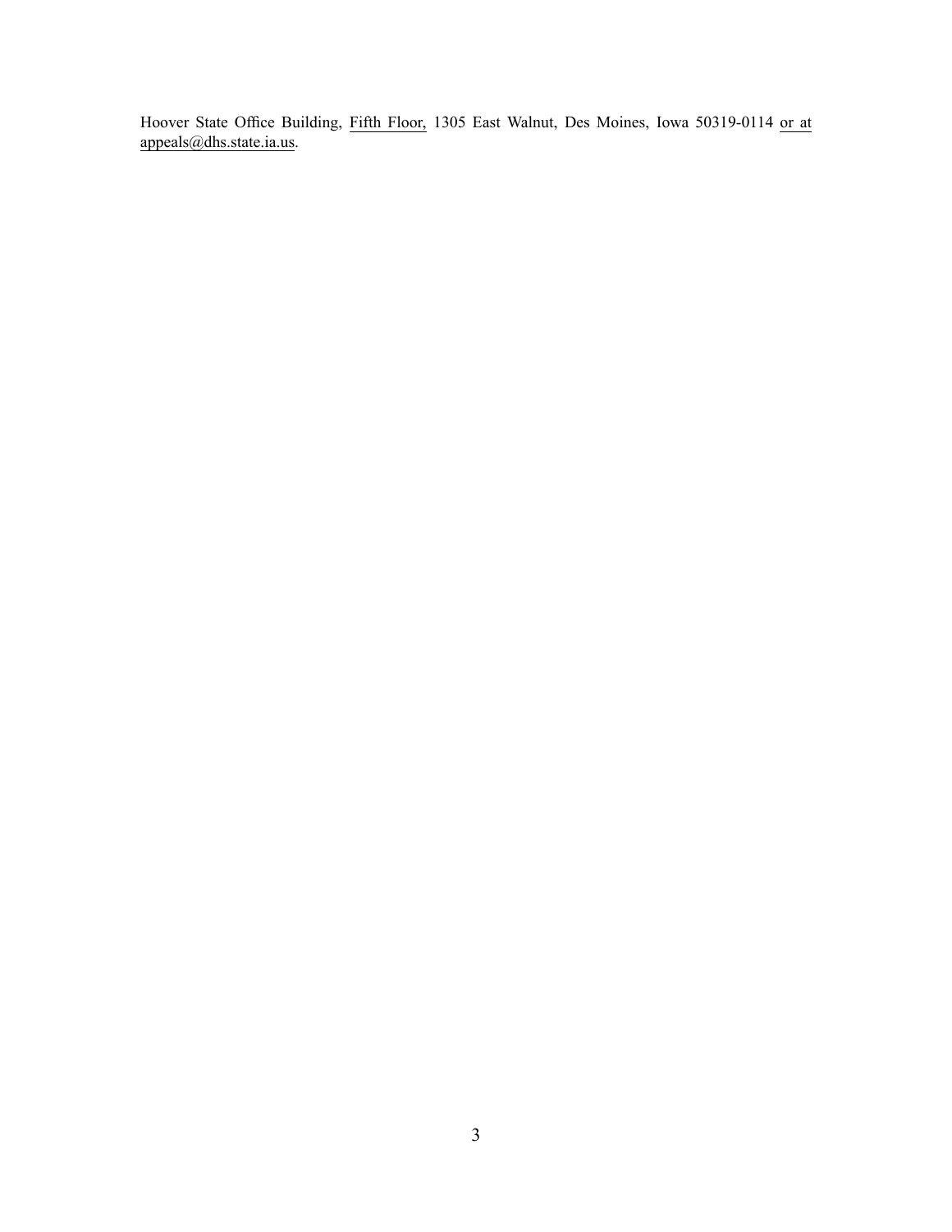Hoover State Office Building, <u>Fifth Floor,</u> 1305 East Walnut, Des Moines, Iowa 50319-0114 <u>or at appeals@dhs.state.ia.us</u>.